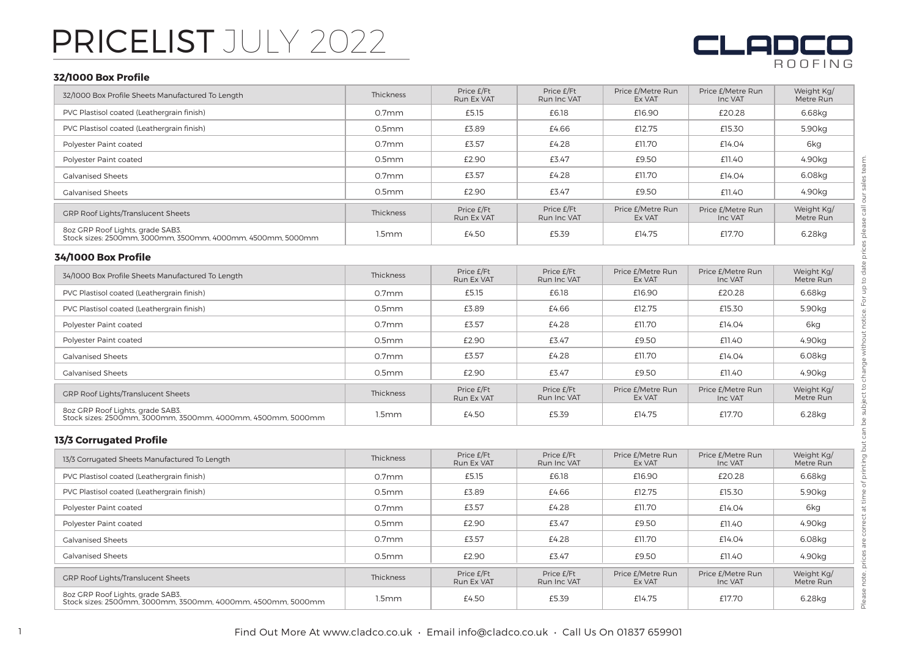# PRICELIST JULY 2022

CLADCO ROOFING

### 32/1000 Box Profile

| 32/1000 Box Profile Sheets Manufactured To Length | Thickness | Price £/Ft Run Ex VAT | Price £/Ft Run Inc VAT | Price £/Metre Run Ex VAT | Price £/Metre Run Inc VAT | Weight Kg/ Metre Run |
|---|---|---|---|---|---|---|
| PVC Plastisol coated (Leathergrain finish) | 0.7mm | £5.15 | £6.18 | £16.90 | £20.28 | 6.68kg |
| PVC Plastisol coated (Leathergrain finish) | 0.5mm | £3.89 | £4.66 | £12.75 | £15.30 | 5.90kg |
| Polyester Paint coated | 0.7mm | £3.57 | £4.28 | £11.70 | £14.04 | 6kg |
| Polyester Paint coated | 0.5mm | £2.90 | £3.47 | £9.50 | £11.40 | 4.90kg |
| Galvanised Sheets | 0.7mm | £3.57 | £4.28 | £11.70 | £14.04 | 6.08kg |
| Galvanised Sheets | 0.5mm | £2.90 | £3.47 | £9.50 | £11.40 | 4.90kg |

| GRP Roof Lights/Translucent Sheets | Thickness | Price £/Ft Run Ex VAT | Price £/Ft Run Inc VAT | Price £/Metre Run Ex VAT | Price £/Metre Run Inc VAT | Weight Kg/ Metre Run |
|---|---|---|---|---|---|---|
| 8oz GRP Roof Lights, grade SAB3. Stock sizes: 2500mm, 3000mm, 3500mm, 4000mm, 4500mm, 5000mm | 1.5mm | £4.50 | £5.39 | £14.75 | £17.70 | 6.28kg |

### 34/1000 Box Profile

| 34/1000 Box Profile Sheets Manufactured To Length | Thickness | Price £/Ft Run Ex VAT | Price £/Ft Run Inc VAT | Price £/Metre Run Ex VAT | Price £/Metre Run Inc VAT | Weight Kg/ Metre Run |
|---|---|---|---|---|---|---|
| PVC Plastisol coated (Leathergrain finish) | 0.7mm | £5.15 | £6.18 | £16.90 | £20.28 | 6.68kg |
| PVC Plastisol coated (Leathergrain finish) | 0.5mm | £3.89 | £4.66 | £12.75 | £15.30 | 5.90kg |
| Polyester Paint coated | 0.7mm | £3.57 | £4.28 | £11.70 | £14.04 | 6kg |
| Polyester Paint coated | 0.5mm | £2.90 | £3.47 | £9.50 | £11.40 | 4.90kg |
| Galvanised Sheets | 0.7mm | £3.57 | £4.28 | £11.70 | £14.04 | 6.08kg |
| Galvanised Sheets | 0.5mm | £2.90 | £3.47 | £9.50 | £11.40 | 4.90kg |

| GRP Roof Lights/Translucent Sheets | Thickness | Price £/Ft Run Ex VAT | Price £/Ft Run Inc VAT | Price £/Metre Run Ex VAT | Price £/Metre Run Inc VAT | Weight Kg/ Metre Run |
|---|---|---|---|---|---|---|
| 8oz GRP Roof Lights, grade SAB3. Stock sizes: 2500mm, 3000mm, 3500mm, 4000mm, 4500mm, 5000mm | 1.5mm | £4.50 | £5.39 | £14.75 | £17.70 | 6.28kg |

### 13/3 Corrugated Profile

| 13/3 Corrugated Sheets Manufactured To Length | Thickness | Price £/Ft Run Ex VAT | Price £/Ft Run Inc VAT | Price £/Metre Run Ex VAT | Price £/Metre Run Inc VAT | Weight Kg/ Metre Run |
|---|---|---|---|---|---|---|
| PVC Plastisol coated (Leathergrain finish) | 0.7mm | £5.15 | £6.18 | £16.90 | £20.28 | 6.68kg |
| PVC Plastisol coated (Leathergrain finish) | 0.5mm | £3.89 | £4.66 | £12.75 | £15.30 | 5.90kg |
| Polyester Paint coated | 0.7mm | £3.57 | £4.28 | £11.70 | £14.04 | 6kg |
| Polyester Paint coated | 0.5mm | £2.90 | £3.47 | £9.50 | £11.40 | 4.90kg |
| Galvanised Sheets | 0.7mm | £3.57 | £4.28 | £11.70 | £14.04 | 6.08kg |
| Galvanised Sheets | 0.5mm | £2.90 | £3.47 | £9.50 | £11.40 | 4.90kg |

| GRP Roof Lights/Translucent Sheets | Thickness | Price £/Ft Run Ex VAT | Price £/Ft Run Inc VAT | Price £/Metre Run Ex VAT | Price £/Metre Run Inc VAT | Weight Kg/ Metre Run |
|---|---|---|---|---|---|---|
| 8oz GRP Roof Lights, grade SAB3. Stock sizes: 2500mm, 3000mm, 3500mm, 4000mm, 4500mm, 5000mm | 1.5mm | £4.50 | £5.39 | £14.75 | £17.70 | 6.28kg |

Please note, prices are correct at time of printing but can be subject to change without notice. For up to date prices please call our sales team.

Find Out More At www.cladco.co.uk · Email info@cladco.co.uk · Call Us On 01837 659901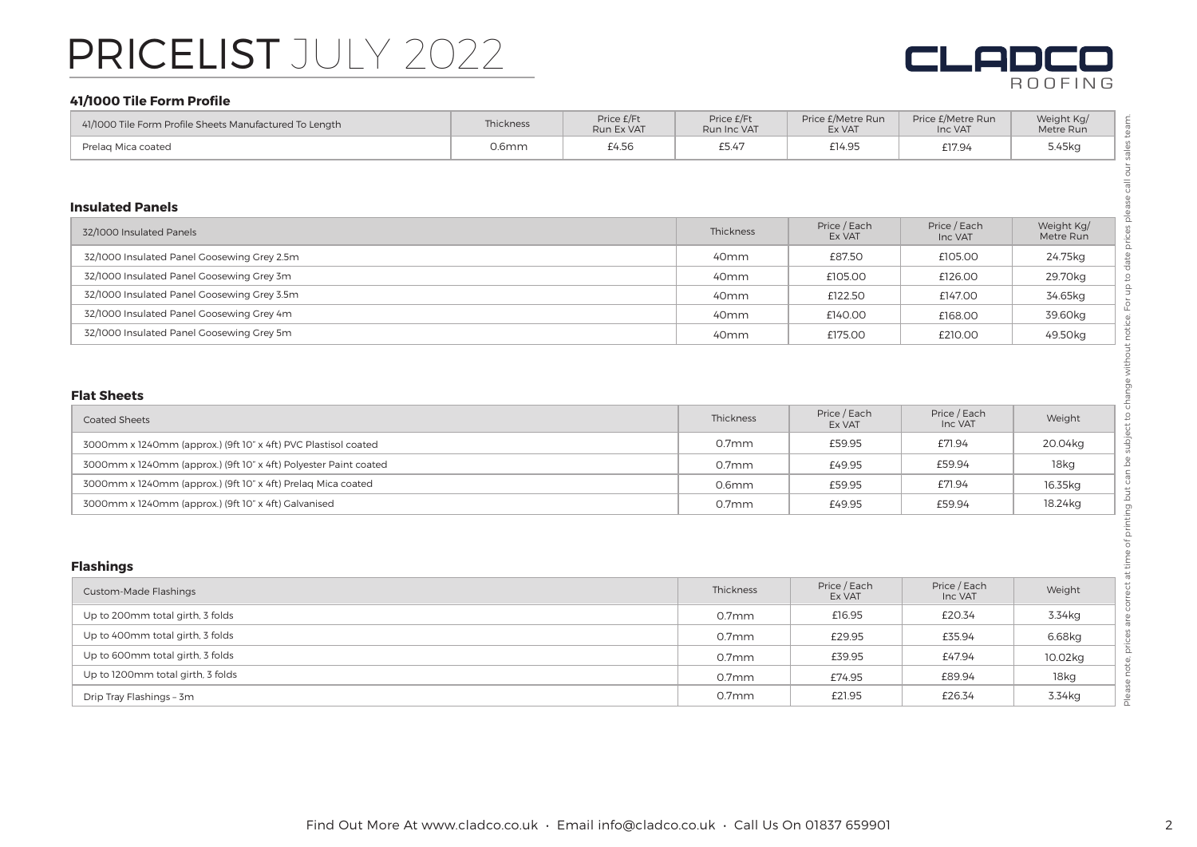# PRICELIST JULY 2022

CLADCO ROOFING

### 41/1000 Tile Form Profile

| 41/1000 Tile Form Profile Sheets Manufactured To Length | Thickness | Price £/Ft Run Ex VAT | Price £/Ft Run Inc VAT | Price £/Metre Run Ex VAT | Price £/Metre Run Inc VAT | Weight Kg/ Metre Run |
|---|---|---|---|---|---|---|
| Prelaq Mica coated | 0.6mm | £4.56 | £5.47 | £14.95 | £17.94 | 5.45kg |

### Insulated Panels

| 32/1000 Insulated Panels | Thickness | Price / Each Ex VAT | Price / Each Inc VAT | Weight Kg/ Metre Run |
|---|---|---|---|---|
| 32/1000 Insulated Panel Goosewing Grey 2.5m | 40mm | £87.50 | £105.00 | 24.75kg |
| 32/1000 Insulated Panel Goosewing Grey 3m | 40mm | £105.00 | £126.00 | 29.70kg |
| 32/1000 Insulated Panel Goosewing Grey 3.5m | 40mm | £122.50 | £147.00 | 34.65kg |
| 32/1000 Insulated Panel Goosewing Grey 4m | 40mm | £140.00 | £168.00 | 39.60kg |
| 32/1000 Insulated Panel Goosewing Grey 5m | 40mm | £175.00 | £210.00 | 49.50kg |

### Flat Sheets

| Coated Sheets | Thickness | Price / Each Ex VAT | Price / Each Inc VAT | Weight |
|---|---|---|---|---|
| 3000mm x 1240mm (approx.) (9ft 10" x 4ft) PVC Plastisol coated | 0.7mm | £59.95 | £71.94 | 20.04kg |
| 3000mm x 1240mm (approx.) (9ft 10" x 4ft) Polyester Paint coated | 0.7mm | £49.95 | £59.94 | 18kg |
| 3000mm x 1240mm (approx.) (9ft 10" x 4ft) Prelaq Mica coated | 0.6mm | £59.95 | £71.94 | 16.35kg |
| 3000mm x 1240mm (approx.) (9ft 10" x 4ft) Galvanised | 0.7mm | £49.95 | £59.94 | 18.24kg |

### Flashings

| Custom-Made Flashings | Thickness | Price / Each Ex VAT | Price / Each Inc VAT | Weight |
|---|---|---|---|---|
| Up to 200mm total girth, 3 folds | 0.7mm | £16.95 | £20.34 | 3.34kg |
| Up to 400mm total girth, 3 folds | 0.7mm | £29.95 | £35.94 | 6.68kg |
| Up to 600mm total girth, 3 folds | 0.7mm | £39.95 | £47.94 | 10.02kg |
| Up to 1200mm total girth, 3 folds | 0.7mm | £74.95 | £89.94 | 18kg |
| Drip Tray Flashings – 3m | 0.7mm | £21.95 | £26.34 | 3.34kg |

Please note, prices are correct at time of printing but can be subject to change without notice. For up to date prices please call our sales team.

Find Out More At www.cladco.co.uk · Email info@cladco.co.uk · Call Us On 01837 659901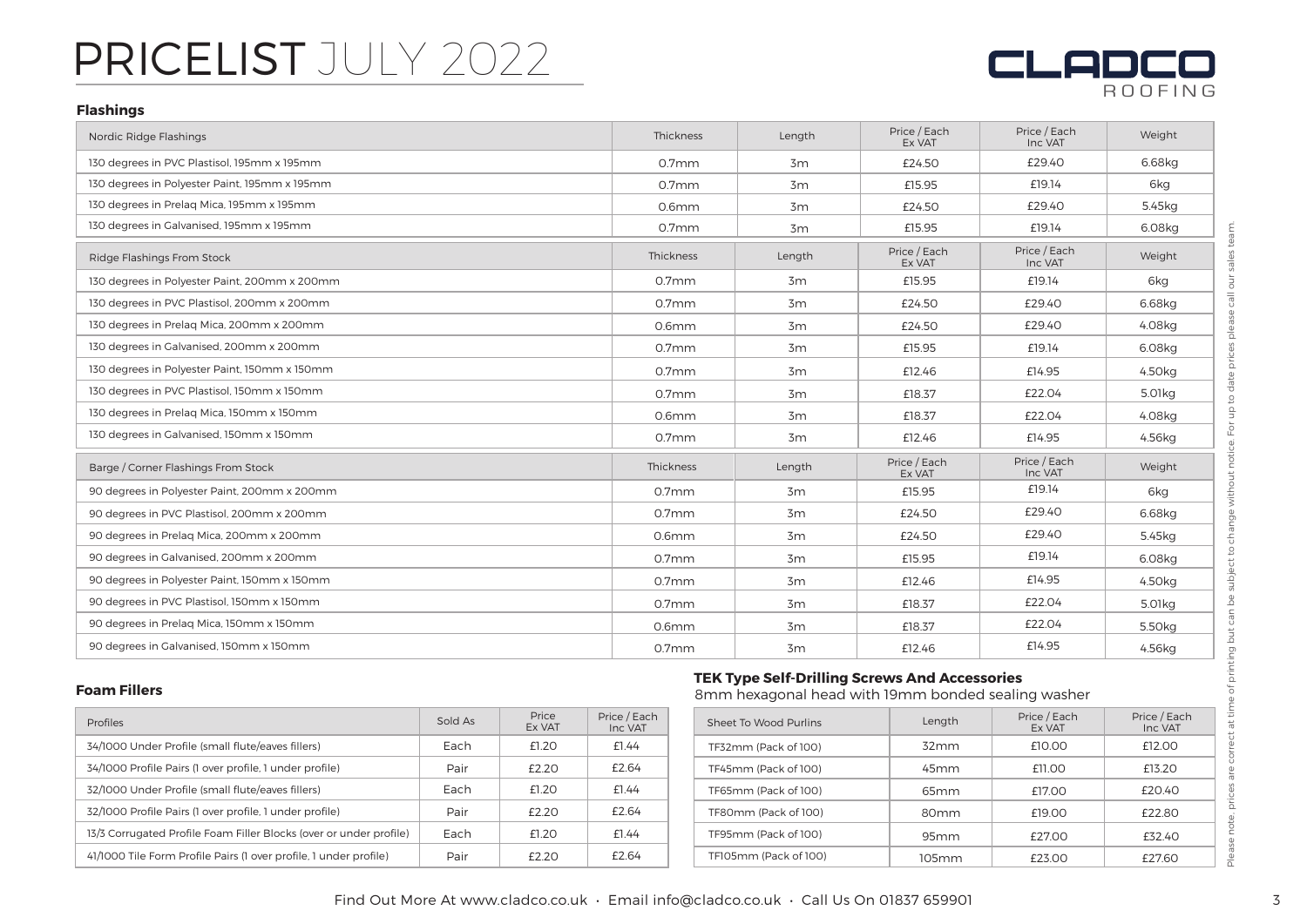# PRICELIST JULY 2022

CLADCO ROOFING

## Flashings

| Nordic Ridge Flashings | Thickness | Length | Price / Each Ex VAT | Price / Each Inc VAT | Weight |
|---|---|---|---|---|---|
| 130 degrees in PVC Plastisol, 195mm x 195mm | 0.7mm | 3m | £24.50 | £29.40 | 6.68kg |
| 130 degrees in Polyester Paint, 195mm x 195mm | 0.7mm | 3m | £15.95 | £19.14 | 6kg |
| 130 degrees in Prelaq Mica, 195mm x 195mm | 0.6mm | 3m | £24.50 | £29.40 | 5.45kg |
| 130 degrees in Galvanised, 195mm x 195mm | 0.7mm | 3m | £15.95 | £19.14 | 6.08kg |

| Ridge Flashings From Stock | Thickness | Length | Price / Each Ex VAT | Price / Each Inc VAT | Weight |
|---|---|---|---|---|---|
| 130 degrees in Polyester Paint, 200mm x 200mm | 0.7mm | 3m | £15.95 | £19.14 | 6kg |
| 130 degrees in PVC Plastisol, 200mm x 200mm | 0.7mm | 3m | £24.50 | £29.40 | 6.68kg |
| 130 degrees in Prelaq Mica, 200mm x 200mm | 0.6mm | 3m | £24.50 | £29.40 | 4.08kg |
| 130 degrees in Galvanised, 200mm x 200mm | 0.7mm | 3m | £15.95 | £19.14 | 6.08kg |
| 130 degrees in Polyester Paint, 150mm x 150mm | 0.7mm | 3m | £12.46 | £14.95 | 4.50kg |
| 130 degrees in PVC Plastisol, 150mm x 150mm | 0.7mm | 3m | £18.37 | £22.04 | 5.01kg |
| 130 degrees in Prelaq Mica, 150mm x 150mm | 0.6mm | 3m | £18.37 | £22.04 | 4.08kg |
| 130 degrees in Galvanised, 150mm x 150mm | 0.7mm | 3m | £12.46 | £14.95 | 4.56kg |

| Barge / Corner Flashings From Stock | Thickness | Length | Price / Each Ex VAT | Price / Each Inc VAT | Weight |
|---|---|---|---|---|---|
| 90 degrees in Polyester Paint, 200mm x 200mm | 0.7mm | 3m | £15.95 | £19.14 | 6kg |
| 90 degrees in PVC Plastisol, 200mm x 200mm | 0.7mm | 3m | £24.50 | £29.40 | 6.68kg |
| 90 degrees in Prelaq Mica, 200mm x 200mm | 0.6mm | 3m | £24.50 | £29.40 | 5.45kg |
| 90 degrees in Galvanised, 200mm x 200mm | 0.7mm | 3m | £15.95 | £19.14 | 6.08kg |
| 90 degrees in Polyester Paint, 150mm x 150mm | 0.7mm | 3m | £12.46 | £14.95 | 4.50kg |
| 90 degrees in PVC Plastisol, 150mm x 150mm | 0.7mm | 3m | £18.37 | £22.04 | 5.01kg |
| 90 degrees in Prelaq Mica, 150mm x 150mm | 0.6mm | 3m | £18.37 | £22.04 | 5.50kg |
| 90 degrees in Galvanised, 150mm x 150mm | 0.7mm | 3m | £12.46 | £14.95 | 4.56kg |

## Foam Fillers

| Profiles | Sold As | Price Ex VAT | Price / Each Inc VAT |
|---|---|---|---|
| 34/1000 Under Profile (small flute/eaves fillers) | Each | £1.20 | £1.44 |
| 34/1000 Profile Pairs (1 over profile, 1 under profile) | Pair | £2.20 | £2.64 |
| 32/1000 Under Profile (small flute/eaves fillers) | Each | £1.20 | £1.44 |
| 32/1000 Profile Pairs (1 over profile, 1 under profile) | Pair | £2.20 | £2.64 |
| 13/3 Corrugated Profile Foam Filler Blocks (over or under profile) | Each | £1.20 | £1.44 |
| 41/1000 Tile Form Profile Pairs (1 over profile, 1 under profile) | Pair | £2.20 | £2.64 |

## TEK Type Self-Drilling Screws And Accessories

8mm hexagonal head with 19mm bonded sealing washer

| Sheet To Wood Purlins | Length | Price / Each Ex VAT | Price / Each Inc VAT |
|---|---|---|---|
| TF32mm (Pack of 100) | 32mm | £10.00 | £12.00 |
| TF45mm (Pack of 100) | 45mm | £11.00 | £13.20 |
| TF65mm (Pack of 100) | 65mm | £17.00 | £20.40 |
| TF80mm (Pack of 100) | 80mm | £19.00 | £22.80 |
| TF95mm (Pack of 100) | 95mm | £27.00 | £32.40 |
| TF105mm (Pack of 100) | 105mm | £23.00 | £27.60 |

Please note, prices are correct at time of printing but can be subject to change without notice. For up to date prices please call our sales team.

Find Out More At www.cladco.co.uk · Email info@cladco.co.uk · Call Us On 01837 659901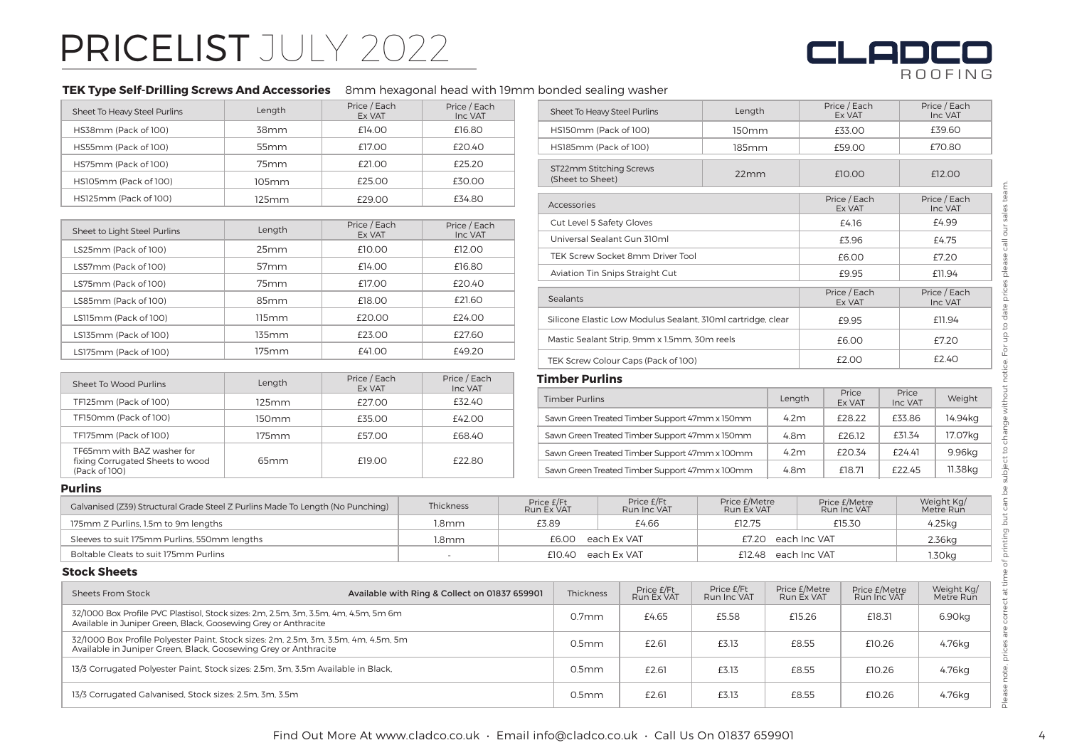# PRICELIST JULY 2022

CLADCO ROOFING

## TEK Type Self-Drilling Screws And Accessories

8mm hexagonal head with 19mm bonded sealing washer

| Sheet To Heavy Steel Purlins | Length | Price / Each Ex VAT | Price / Each Inc VAT |
|---|---|---|---|
| HS38mm (Pack of 100) | 38mm | £14.00 | £16.80 |
| HS55mm (Pack of 100) | 55mm | £17.00 | £20.40 |
| HS75mm (Pack of 100) | 75mm | £21.00 | £25.20 |
| HS105mm (Pack of 100) | 105mm | £25.00 | £30.00 |
| HS125mm (Pack of 100) | 125mm | £29.00 | £34.80 |
| HS150mm (Pack of 100) | 150mm | £33.00 | £39.60 |
| HS185mm (Pack of 100) | 185mm | £59.00 | £70.80 |

| Sheet to Light Steel Purlins | Length | Price / Each Ex VAT | Price / Each Inc VAT |
|---|---|---|---|
| LS25mm (Pack of 100) | 25mm | £10.00 | £12.00 |
| LS57mm (Pack of 100) | 57mm | £14.00 | £16.80 |
| LS75mm (Pack of 100) | 75mm | £17.00 | £20.40 |
| LS85mm (Pack of 100) | 85mm | £18.00 | £21.60 |
| LS115mm (Pack of 100) | 115mm | £20.00 | £24.00 |
| LS135mm (Pack of 100) | 135mm | £23.00 | £27.60 |
| LS175mm (Pack of 100) | 175mm | £41.00 | £49.20 |

| Sheet To Wood Purlins | Length | Price / Each Ex VAT | Price / Each Inc VAT |
|---|---|---|---|
| TF125mm (Pack of 100) | 125mm | £27.00 | £32.40 |
| TF150mm (Pack of 100) | 150mm | £35.00 | £42.00 |
| TF175mm (Pack of 100) | 175mm | £57.00 | £68.40 |
| TF65mm with BAZ washer for fixing Corrugated Sheets to wood (Pack of 100) | 65mm | £19.00 | £22.80 |

| | Length | Price / Each Ex VAT | Price / Each Inc VAT |
|---|---|---|---|
| ST22mm Stitching Screws (Sheet to Sheet) | 22mm | £10.00 | £12.00 |

| Accessories | Price / Each Ex VAT | Price / Each Inc VAT |
|---|---|---|
| Cut Level 5 Safety Gloves | £4.16 | £4.99 |
| Universal Sealant Gun 310ml | £3.96 | £4.75 |
| TEK Screw Socket 8mm Driver Tool | £6.00 | £7.20 |
| Aviation Tin Snips Straight Cut | £9.95 | £11.94 |

| Sealants | Price / Each Ex VAT | Price / Each Inc VAT |
|---|---|---|
| Silicone Elastic Low Modulus Sealant, 310ml cartridge, clear | £9.95 | £11.94 |
| Mastic Sealant Strip, 9mm x 1.5mm, 30m reels | £6.00 | £7.20 |
| TEK Screw Colour Caps (Pack of 100) | £2.00 | £2.40 |

## Timber Purlins

| Timber Purlins | Length | Price Ex VAT | Price Inc VAT | Weight |
|---|---|---|---|---|
| Sawn Green Treated Timber Support 47mm x 150mm | 4.2m | £28.22 | £33.86 | 14.94kg |
| Sawn Green Treated Timber Support 47mm x 150mm | 4.8m | £26.12 | £31.34 | 17.07kg |
| Sawn Green Treated Timber Support 47mm x 100mm | 4.2m | £20.34 | £24.41 | 9.96kg |
| Sawn Green Treated Timber Support 47mm x 100mm | 4.8m | £18.71 | £22.45 | 11.38kg |

## Purlins

| Galvanised (Z39) Structural Grade Steel Z Purlins Made To Length (No Punching) | Thickness | Price £/Ft Run Ex VAT | Price £/Ft Run Inc VAT | Price £/Metre Run Ex VAT | Price £/Metre Run Inc VAT | Weight Kg/ Metre Run |
|---|---|---|---|---|---|---|
| 175mm Z Purlins, 1.5m to 9m lengths | 1.8mm | £3.89 | £4.66 | £12.75 | £15.30 | 4.25kg |
| Sleeves to suit 175mm Purlins, 550mm lengths | 1.8mm | £6.00 each Ex VAT | | £7.20 each Inc VAT | | 2.36kg |
| Boltable Cleats to suit 175mm Purlins | - | £10.40 each Ex VAT | | £12.48 each Inc VAT | | 1.30kg |

## Stock Sheets

| Sheets From Stock — Available with Ring & Collect on 01837 659901 | Thickness | Price £/Ft Run Ex VAT | Price £/Ft Run Inc VAT | Price £/Metre Run Ex VAT | Price £/Metre Run Inc VAT | Weight Kg/ Metre Run |
|---|---|---|---|---|---|---|
| 32/1000 Box Profile PVC Plastisol, Stock sizes: 2m, 2.5m, 3m, 3.5m, 4m, 4.5m, 5m 6m. Available in Juniper Green, Black, Goosewing Grey or Anthracite | 0.7mm | £4.65 | £5.58 | £15.26 | £18.31 | 6.90kg |
| 32/1000 Box Profile Polyester Paint, Stock sizes: 2m, 2.5m, 3m, 3.5m, 4m, 4.5m, 5m. Available in Juniper Green, Black, Goosewing Grey or Anthracite | 0.5mm | £2.61 | £3.13 | £8.55 | £10.26 | 4.76kg |
| 13/3 Corrugated Polyester Paint, Stock sizes: 2.5m, 3m, 3.5m Available in Black, | 0.5mm | £2.61 | £3.13 | £8.55 | £10.26 | 4.76kg |
| 13/3 Corrugated Galvanised, Stock sizes: 2.5m, 3m, 3.5m | 0.5mm | £2.61 | £3.13 | £8.55 | £10.26 | 4.76kg |

Please note, prices are correct at time of printing but can be subject to change without notice. For up to date prices please call our sales team.

Find Out More At www.cladco.co.uk · Email info@cladco.co.uk · Call Us On 01837 659901